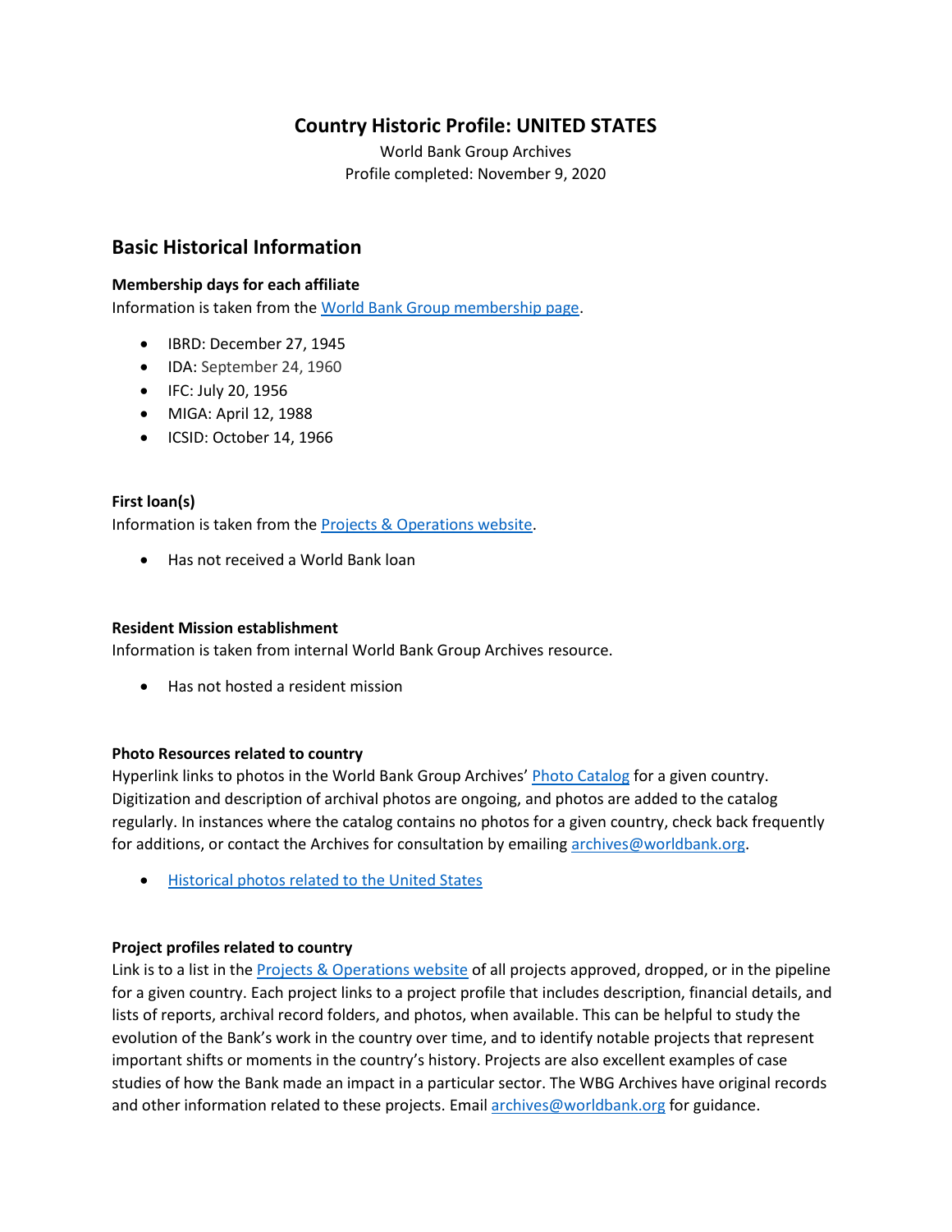# Country Historic Profile: UNITED STATES

World Bank Group Archives

Profile completed: November 9, 2020

## Basic Historical Information

### Membership days for each affiliate

Information is taken from the World Bank Group membership page.

- IBRD: December 27, 1945
- IDA: September 24, 1960
- IFC: July 20, 1956
- MIGA: April 12, 1988
- ICSID: October 14, 1966

### First loan(s)

Information is taken from the Projects & Operations website.

- Has not received a World Bank loan

### Resident Mission establishment

Information is taken from internal World Bank Group Archives resource.

- Has not hosted a resident mission

### Photo Resources related to country

Hyperlink links to photos in the World Bank Group Archives' Photo Catalog for a given country. Digitization and description of archival photos are ongoing, and photos are added to the catalog regularly. In instances where the catalog contains no photos for a given country, check back frequently for additions, or contact the Archives for consultation by emailing archives@worldbank.org.

- Historical photos related to the United States

### Project profiles related to country

Link is to a list in the Projects & Operations website of all projects approved, dropped, or in the pipeline for a given country. Each project links to a project profile that includes description, financial details, and lists of reports, archival record folders, and photos, when available. This can be helpful to study the evolution of the Bank's work in the country over time, and to identify notable projects that represent important shifts or moments in the country's history. Projects are also excellent examples of case studies of how the Bank made an impact in a particular sector. The WBG Archives have original records and other information related to these projects. Email archives@worldbank.org for guidance.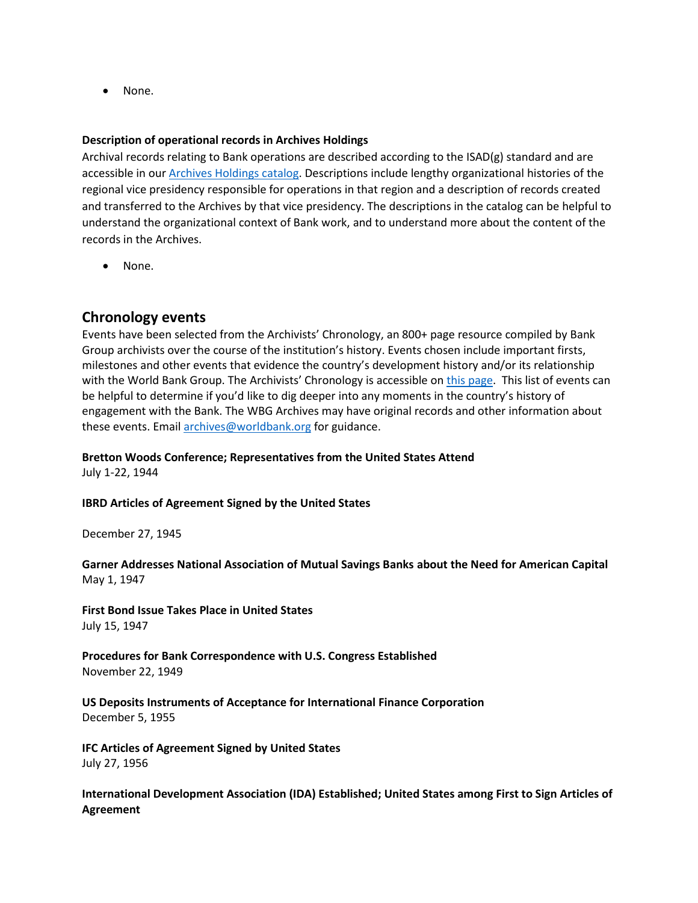- None.

**Description of operational records in Archives Holdings**

Archival records relating to Bank operations are described according to the ISAD(g) standard and are accessible in our [Archives Holdings catalog](). Descriptions include lengthy organizational histories of the regional vice presidency responsible for operations in that region and a description of records created and transferred to the Archives by that vice presidency. The descriptions in the catalog can be helpful to understand the organizational context of Bank work, and to understand more about the content of the records in the Archives.

- None.

## Chronology events

Events have been selected from the Archivists' Chronology, an 800+ page resource compiled by Bank Group archivists over the course of the institution's history. Events chosen include important firsts, milestones and other events that evidence the country's development history and/or its relationship with the World Bank Group. The Archivists' Chronology is accessible on [this page](). This list of events can be helpful to determine if you'd like to dig deeper into any moments in the country's history of engagement with the Bank. The WBG Archives may have original records and other information about these events. Email archives@worldbank.org for guidance.

**Bretton Woods Conference; Representatives from the United States Attend**
July 1-22, 1944

**IBRD Articles of Agreement Signed by the United States**

December 27, 1945

**Garner Addresses National Association of Mutual Savings Banks about the Need for American Capital**
May 1, 1947

**First Bond Issue Takes Place in United States**
July 15, 1947

**Procedures for Bank Correspondence with U.S. Congress Established**
November 22, 1949

**US Deposits Instruments of Acceptance for International Finance Corporation**
December 5, 1955

**IFC Articles of Agreement Signed by United States**
July 27, 1956

**International Development Association (IDA) Established; United States among First to Sign Articles of Agreement**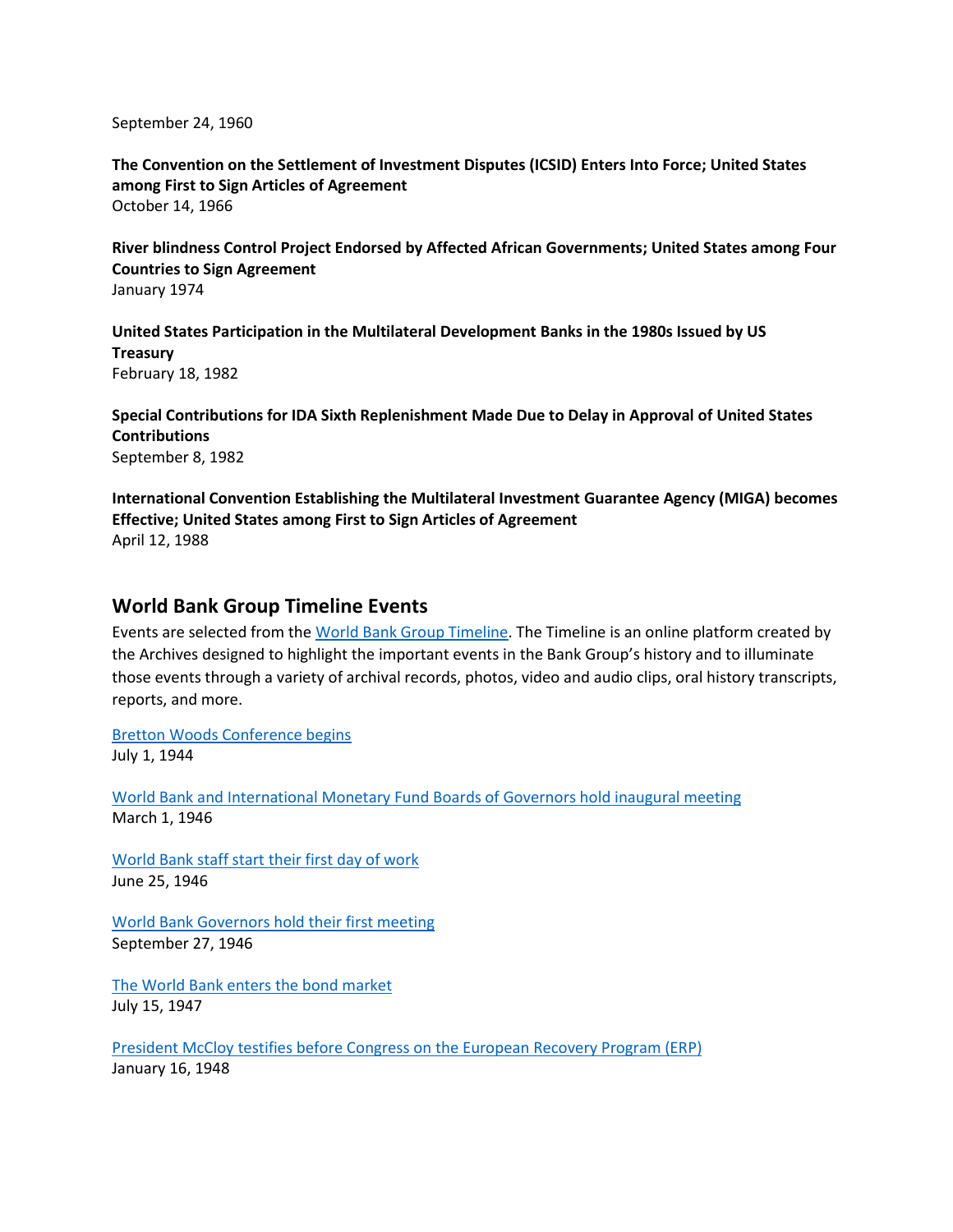September 24, 1960

**The Convention on the Settlement of Investment Disputes (ICSID) Enters Into Force; United States among First to Sign Articles of Agreement**
October 14, 1966

**River blindness Control Project Endorsed by Affected African Governments; United States among Four Countries to Sign Agreement**
January 1974

**United States Participation in the Multilateral Development Banks in the 1980s Issued by US Treasury**
February 18, 1982

**Special Contributions for IDA Sixth Replenishment Made Due to Delay in Approval of United States Contributions**
September 8, 1982

**International Convention Establishing the Multilateral Investment Guarantee Agency (MIGA) becomes Effective; United States among First to Sign Articles of Agreement**
April 12, 1988

## World Bank Group Timeline Events

Events are selected from the World Bank Group Timeline. The Timeline is an online platform created by the Archives designed to highlight the important events in the Bank Group's history and to illuminate those events through a variety of archival records, photos, video and audio clips, oral history transcripts, reports, and more.

Bretton Woods Conference begins
July 1, 1944

World Bank and International Monetary Fund Boards of Governors hold inaugural meeting
March 1, 1946

World Bank staff start their first day of work
June 25, 1946

World Bank Governors hold their first meeting
September 27, 1946

The World Bank enters the bond market
July 15, 1947

President McCloy testifies before Congress on the European Recovery Program (ERP)
January 16, 1948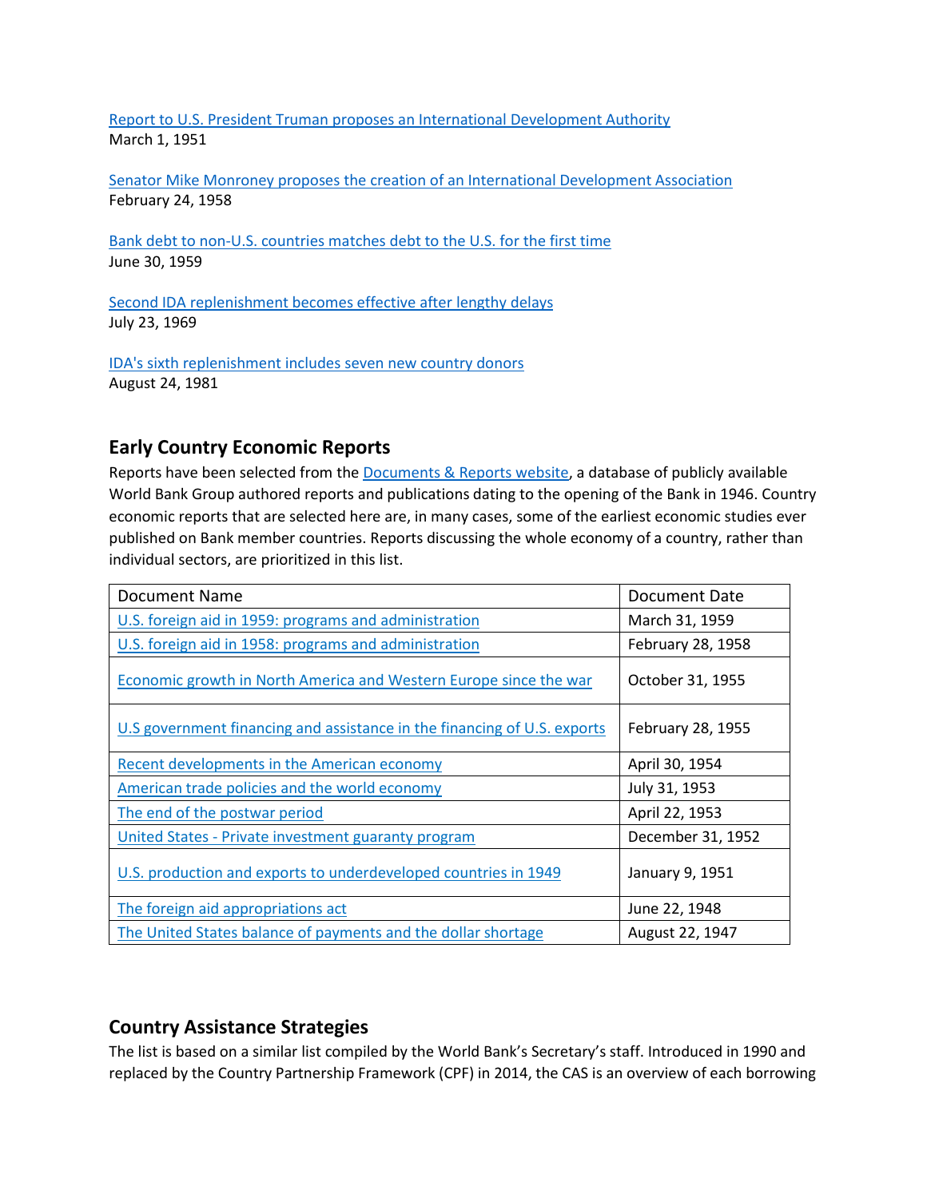Report to U.S. President Truman proposes an International Development Authority
March 1, 1951

Senator Mike Monroney proposes the creation of an International Development Association
February 24, 1958

Bank debt to non-U.S. countries matches debt to the U.S. for the first time
June 30, 1959

Second IDA replenishment becomes effective after lengthy delays
July 23, 1969

IDA's sixth replenishment includes seven new country donors
August 24, 1981

## Early Country Economic Reports

Reports have been selected from the Documents & Reports website, a database of publicly available World Bank Group authored reports and publications dating to the opening of the Bank in 1946. Country economic reports that are selected here are, in many cases, some of the earliest economic studies ever published on Bank member countries. Reports discussing the whole economy of a country, rather than individual sectors, are prioritized in this list.

| Document Name | Document Date |
| --- | --- |
| U.S. foreign aid in 1959: programs and administration | March 31, 1959 |
| U.S. foreign aid in 1958: programs and administration | February 28, 1958 |
| Economic growth in North America and Western Europe since the war | October 31, 1955 |
| U.S government financing and assistance in the financing of U.S. exports | February 28, 1955 |
| Recent developments in the American economy | April 30, 1954 |
| American trade policies and the world economy | July 31, 1953 |
| The end of the postwar period | April 22, 1953 |
| United States - Private investment guaranty program | December 31, 1952 |
| U.S. production and exports to underdeveloped countries in 1949 | January 9, 1951 |
| The foreign aid appropriations act | June 22, 1948 |
| The United States balance of payments and the dollar shortage | August 22, 1947 |

## Country Assistance Strategies

The list is based on a similar list compiled by the World Bank's Secretary's staff. Introduced in 1990 and replaced by the Country Partnership Framework (CPF) in 2014, the CAS is an overview of each borrowing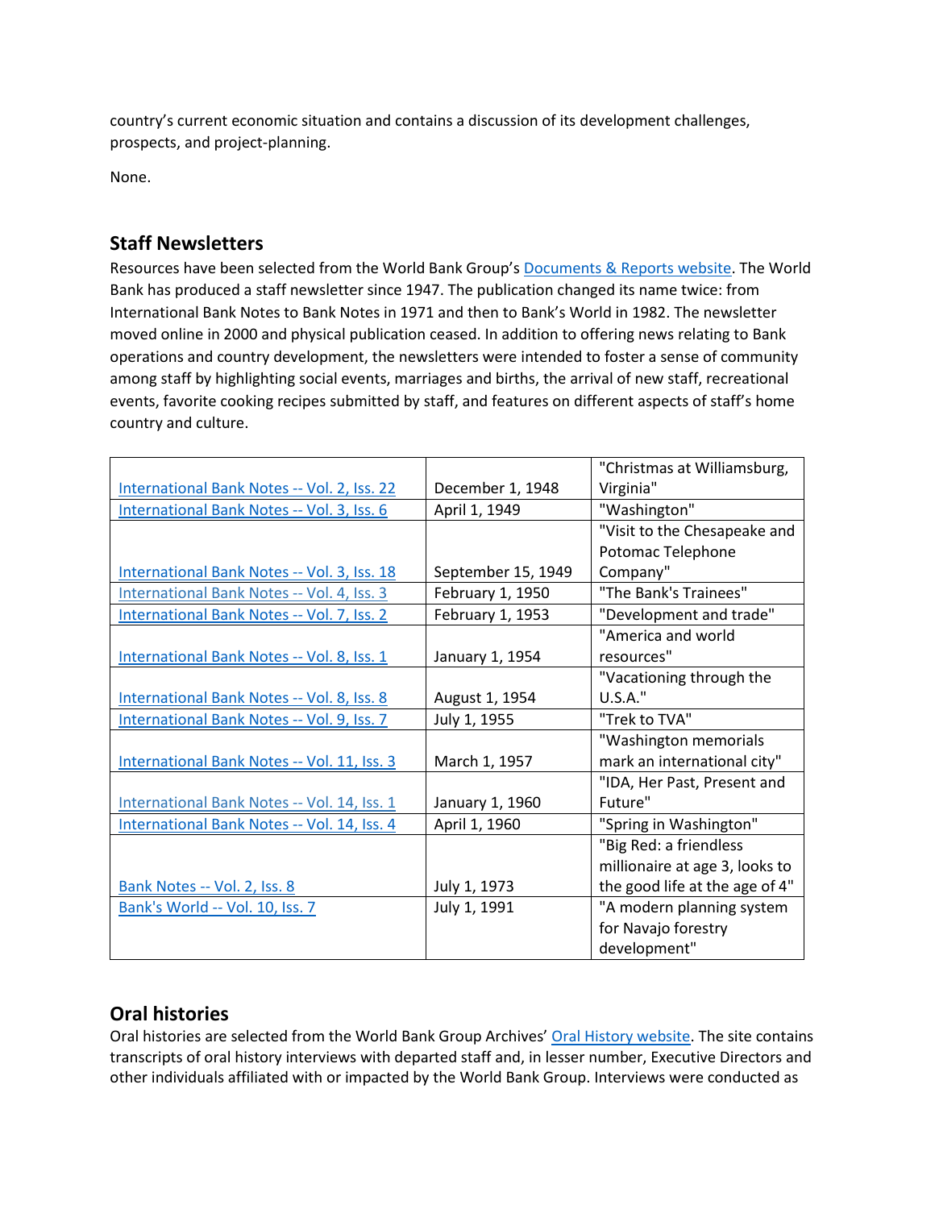country's current economic situation and contains a discussion of its development challenges, prospects, and project-planning.

None.

## Staff Newsletters

Resources have been selected from the World Bank Group's [Documents & Reports website](). The World Bank has produced a staff newsletter since 1947. The publication changed its name twice: from International Bank Notes to Bank Notes in 1971 and then to Bank's World in 1982. The newsletter moved online in 2000 and physical publication ceased. In addition to offering news relating to Bank operations and country development, the newsletters were intended to foster a sense of community among staff by highlighting social events, marriages and births, the arrival of new staff, recreational events, favorite cooking recipes submitted by staff, and features on different aspects of staff's home country and culture.

| | | |
|---|---|---|
| International Bank Notes -- Vol. 2, Iss. 22 | December 1, 1948 | "Christmas at Williamsburg, Virginia" |
| International Bank Notes -- Vol. 3, Iss. 6 | April 1, 1949 | "Washington" |
| International Bank Notes -- Vol. 3, Iss. 18 | September 15, 1949 | "Visit to the Chesapeake and Potomac Telephone Company" |
| International Bank Notes -- Vol. 4, Iss. 3 | February 1, 1950 | "The Bank's Trainees" |
| International Bank Notes -- Vol. 7, Iss. 2 | February 1, 1953 | "Development and trade" |
| International Bank Notes -- Vol. 8, Iss. 1 | January 1, 1954 | "America and world resources" |
| International Bank Notes -- Vol. 8, Iss. 8 | August 1, 1954 | "Vacationing through the U.S.A." |
| International Bank Notes -- Vol. 9, Iss. 7 | July 1, 1955 | "Trek to TVA" |
| International Bank Notes -- Vol. 11, Iss. 3 | March 1, 1957 | "Washington memorials mark an international city" |
| International Bank Notes -- Vol. 14, Iss. 1 | January 1, 1960 | "IDA, Her Past, Present and Future" |
| International Bank Notes -- Vol. 14, Iss. 4 | April 1, 1960 | "Spring in Washington" |
| Bank Notes -- Vol. 2, Iss. 8 | July 1, 1973 | "Big Red: a friendless millionaire at age 3, looks to the good life at the age of 4" |
| Bank's World -- Vol. 10, Iss. 7 | July 1, 1991 | "A modern planning system for Navajo forestry development" |

## Oral histories

Oral histories are selected from the World Bank Group Archives' [Oral History website](). The site contains transcripts of oral history interviews with departed staff and, in lesser number, Executive Directors and other individuals affiliated with or impacted by the World Bank Group. Interviews were conducted as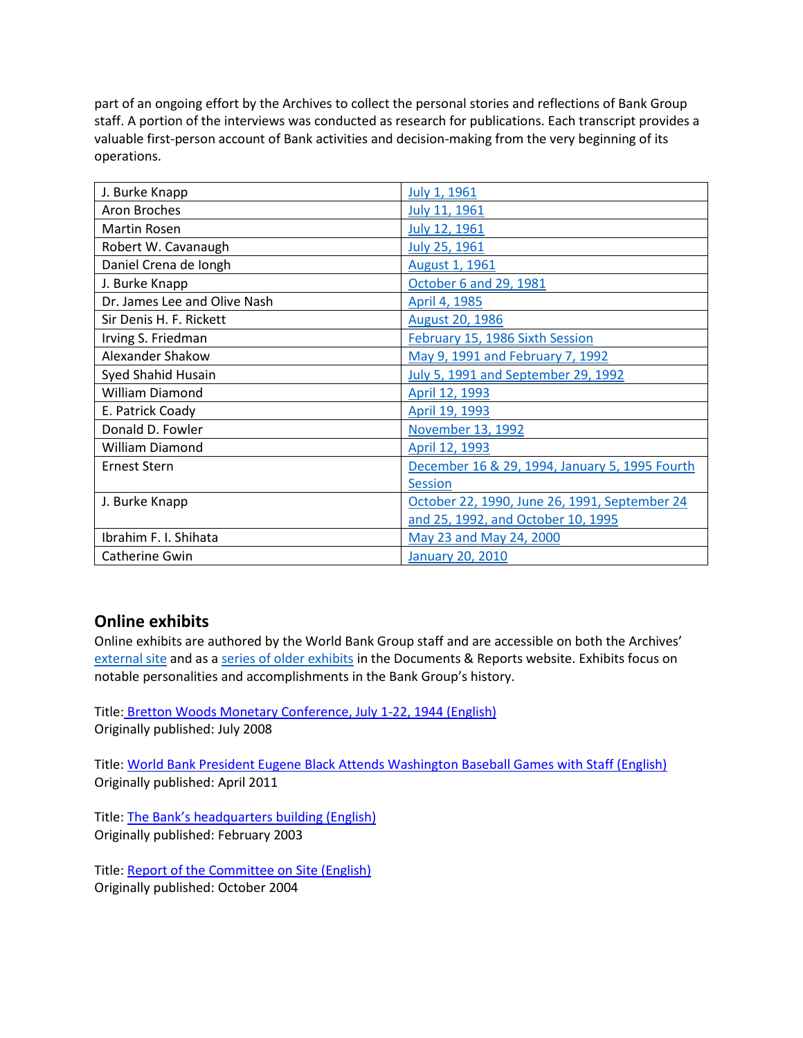part of an ongoing effort by the Archives to collect the personal stories and reflections of Bank Group staff. A portion of the interviews was conducted as research for publications. Each transcript provides a valuable first-person account of Bank activities and decision-making from the very beginning of its operations.

| | |
|---|---|
| J. Burke Knapp | July 1, 1961 |
| Aron Broches | July 11, 1961 |
| Martin Rosen | July 12, 1961 |
| Robert W. Cavanaugh | July 25, 1961 |
| Daniel Crena de Iongh | August 1, 1961 |
| J. Burke Knapp | October 6 and 29, 1981 |
| Dr. James Lee and Olive Nash | April 4, 1985 |
| Sir Denis H. F. Rickett | August 20, 1986 |
| Irving S. Friedman | February 15, 1986 Sixth Session |
| Alexander Shakow | May 9, 1991 and February 7, 1992 |
| Syed Shahid Husain | July 5, 1991 and September 29, 1992 |
| William Diamond | April 12, 1993 |
| E. Patrick Coady | April 19, 1993 |
| Donald D. Fowler | November 13, 1992 |
| William Diamond | April 12, 1993 |
| Ernest Stern | December 16 & 29, 1994, January 5, 1995 Fourth Session |
| J. Burke Knapp | October 22, 1990, June 26, 1991, September 24 and 25, 1992, and October 10, 1995 |
| Ibrahim F. I. Shihata | May 23 and May 24, 2000 |
| Catherine Gwin | January 20, 2010 |

## Online exhibits

Online exhibits are authored by the World Bank Group staff and are accessible on both the Archives' external site and as a series of older exhibits in the Documents & Reports website. Exhibits focus on notable personalities and accomplishments in the Bank Group's history.

Title: Bretton Woods Monetary Conference, July 1-22, 1944 (English)
Originally published: July 2008

Title: World Bank President Eugene Black Attends Washington Baseball Games with Staff (English)
Originally published: April 2011

Title: The Bank's headquarters building (English)
Originally published: February 2003

Title: Report of the Committee on Site (English)
Originally published: October 2004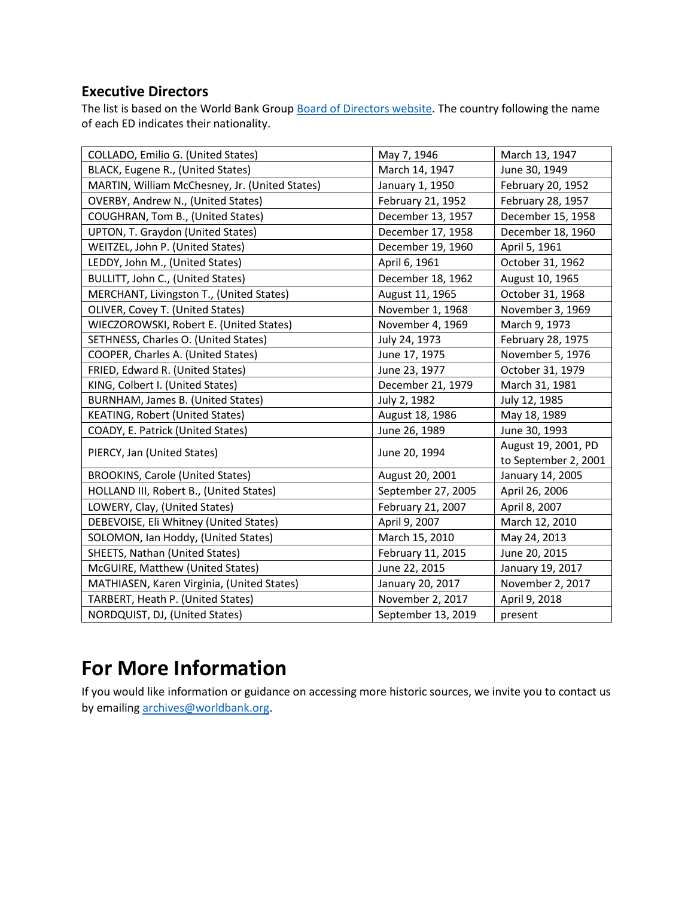### Executive Directors

The list is based on the World Bank Group Board of Directors website. The country following the name of each ED indicates their nationality.

| | | |
|---|---|---|
| COLLADO, Emilio G. (United States) | May 7, 1946 | March 13, 1947 |
| BLACK, Eugene R., (United States) | March 14, 1947 | June 30, 1949 |
| MARTIN, William McChesney, Jr. (United States) | January 1, 1950 | February 20, 1952 |
| OVERBY, Andrew N., (United States) | February 21, 1952 | February 28, 1957 |
| COUGHRAN, Tom B., (United States) | December 13, 1957 | December 15, 1958 |
| UPTON, T. Graydon (United States) | December 17, 1958 | December 18, 1960 |
| WEITZEL, John P. (United States) | December 19, 1960 | April 5, 1961 |
| LEDDY, John M., (United States) | April 6, 1961 | October 31, 1962 |
| BULLITT, John C., (United States) | December 18, 1962 | August 10, 1965 |
| MERCHANT, Livingston T., (United States) | August 11, 1965 | October 31, 1968 |
| OLIVER, Covey T. (United States) | November 1, 1968 | November 3, 1969 |
| WIECZOROWSKI, Robert E. (United States) | November 4, 1969 | March 9, 1973 |
| SETHNESS, Charles O. (United States) | July 24, 1973 | February 28, 1975 |
| COOPER, Charles A. (United States) | June 17, 1975 | November 5, 1976 |
| FRIED, Edward R. (United States) | June 23, 1977 | October 31, 1979 |
| KING, Colbert I. (United States) | December 21, 1979 | March 31, 1981 |
| BURNHAM, James B. (United States) | July 2, 1982 | July 12, 1985 |
| KEATING, Robert (United States) | August 18, 1986 | May 18, 1989 |
| COADY, E. Patrick (United States) | June 26, 1989 | June 30, 1993 |
| PIERCY, Jan (United States) | June 20, 1994 | August 19, 2001, PD to September 2, 2001 |
| BROOKINS, Carole (United States) | August 20, 2001 | January 14, 2005 |
| HOLLAND III, Robert B., (United States) | September 27, 2005 | April 26, 2006 |
| LOWERY, Clay, (United States) | February 21, 2007 | April 8, 2007 |
| DEBEVOISE, Eli Whitney (United States) | April 9, 2007 | March 12, 2010 |
| SOLOMON, Ian Hoddy, (United States) | March 15, 2010 | May 24, 2013 |
| SHEETS, Nathan (United States) | February 11, 2015 | June 20, 2015 |
| McGUIRE, Matthew (United States) | June 22, 2015 | January 19, 2017 |
| MATHIASEN, Karen Virginia, (United States) | January 20, 2017 | November 2, 2017 |
| TARBERT, Heath P. (United States) | November 2, 2017 | April 9, 2018 |
| NORDQUIST, DJ, (United States) | September 13, 2019 | present |

# For More Information

If you would like information or guidance on accessing more historic sources, we invite you to contact us by emailing archives@worldbank.org.